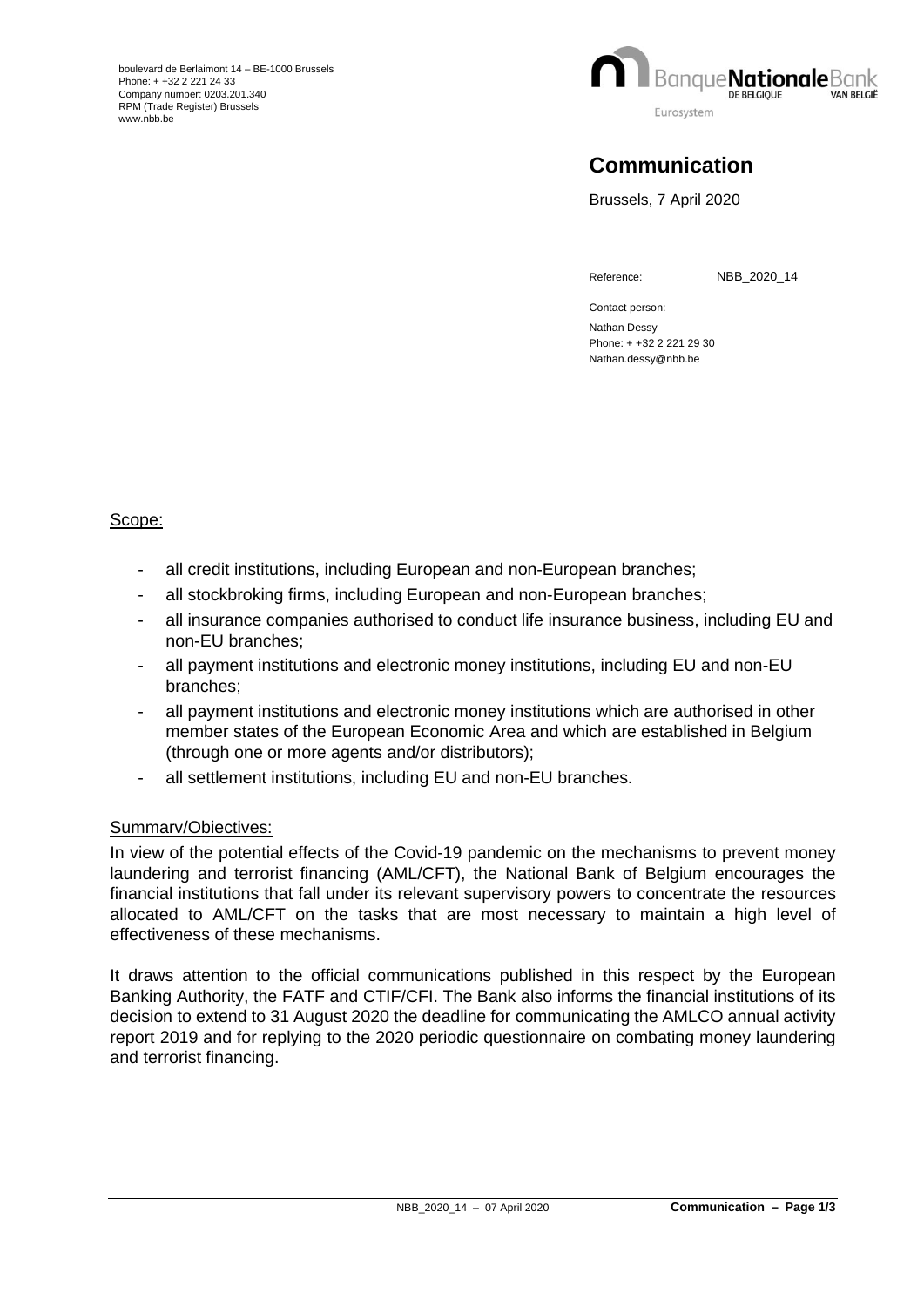boulevard de Berlaimont 14 – BE-1000 Brussels
Phone: + +32 2 221 24 33
Company number: 0203.201.340
RPM (Trade Register) Brussels
www.nbb.be

BanqueNationaleBank DE BELGIQUE VAN BELGIË

Eurosystem

# Communication

Brussels, 7 April 2020

Reference: NBB_2020_14

Contact person:
Nathan Dessy
Phone: + +32 2 221 29 30
Nathan.dessy@nbb.be

## Scope:

- all credit institutions, including European and non-European branches;
- all stockbroking firms, including European and non-European branches;
- all insurance companies authorised to conduct life insurance business, including EU and non-EU branches;
- all payment institutions and electronic money institutions, including EU and non-EU branches;
- all payment institutions and electronic money institutions which are authorised in other member states of the European Economic Area and which are established in Belgium (through one or more agents and/or distributors);
- all settlement institutions, including EU and non-EU branches.

## Summary/Objectives:

In view of the potential effects of the Covid-19 pandemic on the mechanisms to prevent money laundering and terrorist financing (AML/CFT), the National Bank of Belgium encourages the financial institutions that fall under its relevant supervisory powers to concentrate the resources allocated to AML/CFT on the tasks that are most necessary to maintain a high level of effectiveness of these mechanisms.

It draws attention to the official communications published in this respect by the European Banking Authority, the FATF and CTIF/CFI. The Bank also informs the financial institutions of its decision to extend to 31 August 2020 the deadline for communicating the AMLCO annual activity report 2019 and for replying to the 2020 periodic questionnaire on combating money laundering and terrorist financing.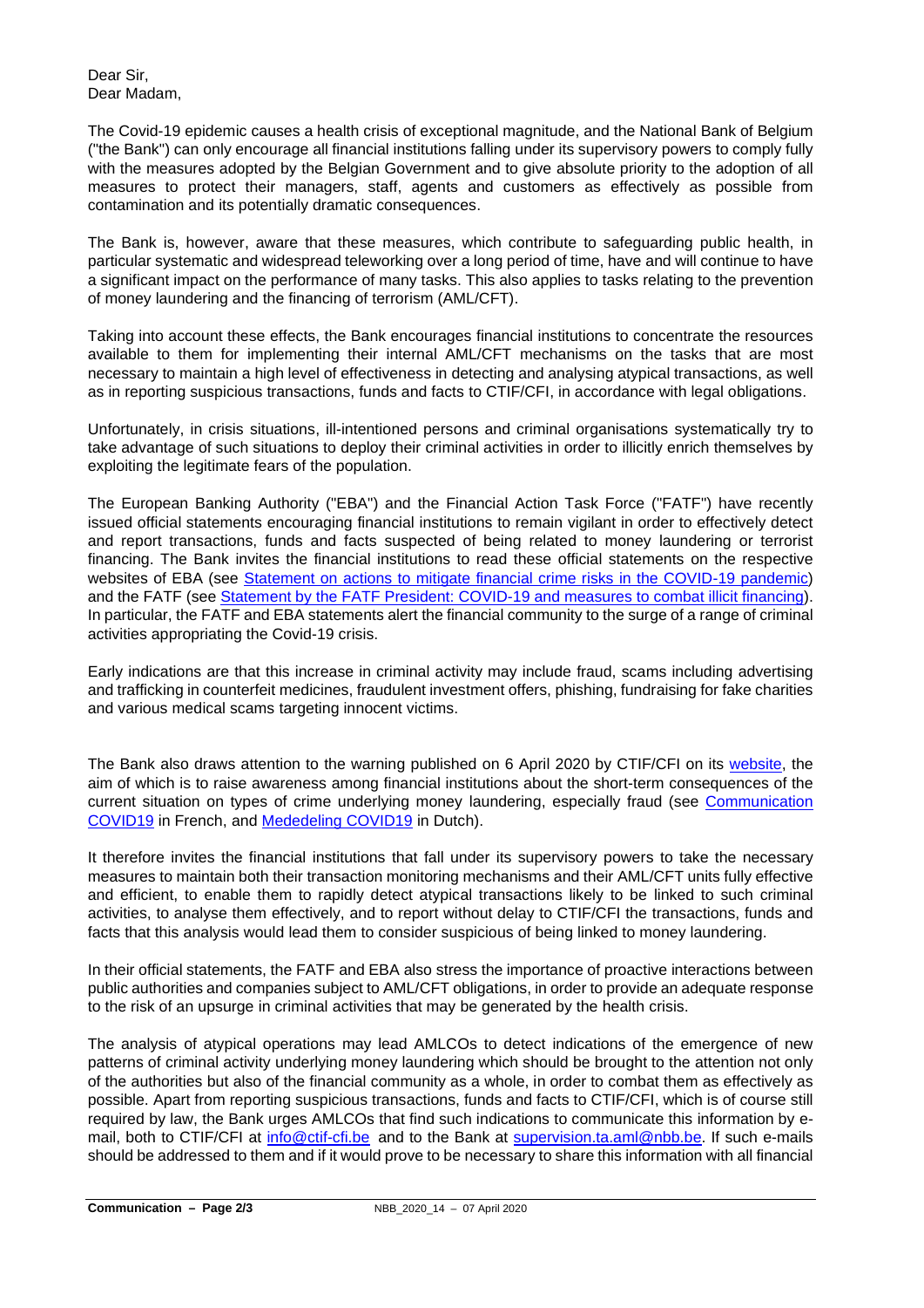Dear Sir,
Dear Madam,

The Covid-19 epidemic causes a health crisis of exceptional magnitude, and the National Bank of Belgium ("the Bank") can only encourage all financial institutions falling under its supervisory powers to comply fully with the measures adopted by the Belgian Government and to give absolute priority to the adoption of all measures to protect their managers, staff, agents and customers as effectively as possible from contamination and its potentially dramatic consequences.

The Bank is, however, aware that these measures, which contribute to safeguarding public health, in particular systematic and widespread teleworking over a long period of time, have and will continue to have a significant impact on the performance of many tasks. This also applies to tasks relating to the prevention of money laundering and the financing of terrorism (AML/CFT).

Taking into account these effects, the Bank encourages financial institutions to concentrate the resources available to them for implementing their internal AML/CFT mechanisms on the tasks that are most necessary to maintain a high level of effectiveness in detecting and analysing atypical transactions, as well as in reporting suspicious transactions, funds and facts to CTIF/CFI, in accordance with legal obligations.

Unfortunately, in crisis situations, ill-intentioned persons and criminal organisations systematically try to take advantage of such situations to deploy their criminal activities in order to illicitly enrich themselves by exploiting the legitimate fears of the population.

The European Banking Authority ("EBA") and the Financial Action Task Force ("FATF") have recently issued official statements encouraging financial institutions to remain vigilant in order to effectively detect and report transactions, funds and facts suspected of being related to money laundering or terrorist financing. The Bank invites the financial institutions to read these official statements on the respective websites of EBA (see Statement on actions to mitigate financial crime risks in the COVID-19 pandemic) and the FATF (see Statement by the FATF President: COVID-19 and measures to combat illicit financing). In particular, the FATF and EBA statements alert the financial community to the surge of a range of criminal activities appropriating the Covid-19 crisis.

Early indications are that this increase in criminal activity may include fraud, scams including advertising and trafficking in counterfeit medicines, fraudulent investment offers, phishing, fundraising for fake charities and various medical scams targeting innocent victims.

The Bank also draws attention to the warning published on 6 April 2020 by CTIF/CFI on its website, the aim of which is to raise awareness among financial institutions about the short-term consequences of the current situation on types of crime underlying money laundering, especially fraud (see Communication COVID19 in French, and Mededeling COVID19 in Dutch).

It therefore invites the financial institutions that fall under its supervisory powers to take the necessary measures to maintain both their transaction monitoring mechanisms and their AML/CFT units fully effective and efficient, to enable them to rapidly detect atypical transactions likely to be linked to such criminal activities, to analyse them effectively, and to report without delay to CTIF/CFI the transactions, funds and facts that this analysis would lead them to consider suspicious of being linked to money laundering.

In their official statements, the FATF and EBA also stress the importance of proactive interactions between public authorities and companies subject to AML/CFT obligations, in order to provide an adequate response to the risk of an upsurge in criminal activities that may be generated by the health crisis.

The analysis of atypical operations may lead AMLCOs to detect indications of the emergence of new patterns of criminal activity underlying money laundering which should be brought to the attention not only of the authorities but also of the financial community as a whole, in order to combat them as effectively as possible. Apart from reporting suspicious transactions, funds and facts to CTIF/CFI, which is of course still required by law, the Bank urges AMLCOs that find such indications to communicate this information by e-mail, both to CTIF/CFI at info@ctif-cfi.be and to the Bank at supervision.ta.aml@nbb.be. If such e-mails should be addressed to them and if it would prove to be necessary to share this information with all financial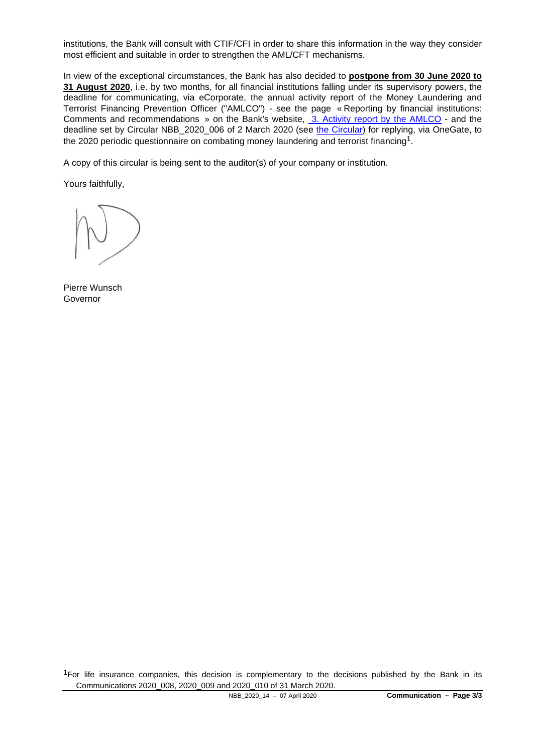institutions, the Bank will consult with CTIF/CFI in order to share this information in the way they consider most efficient and suitable in order to strengthen the AML/CFT mechanisms.

In view of the exceptional circumstances, the Bank has also decided to **postpone from 30 June 2020 to 31 August 2020**, i.e. by two months, for all financial institutions falling under its supervisory powers, the deadline for communicating, via eCorporate, the annual activity report of the Money Laundering and Terrorist Financing Prevention Officer ("AMLCO") - see the page « Reporting by financial institutions: Comments and recommendations » on the Bank's website, 3. Activity report by the AMLCO - and the deadline set by Circular NBB_2020_006 of 2 March 2020 (see the Circular) for replying, via OneGate, to the 2020 periodic questionnaire on combating money laundering and terrorist financing[1].

A copy of this circular is being sent to the auditor(s) of your company or institution.

Yours faithfully,

Pierre Wunsch
Governor

[1] For life insurance companies, this decision is complementary to the decisions published by the Bank in its Communications 2020_008, 2020_009 and 2020_010 of 31 March 2020.